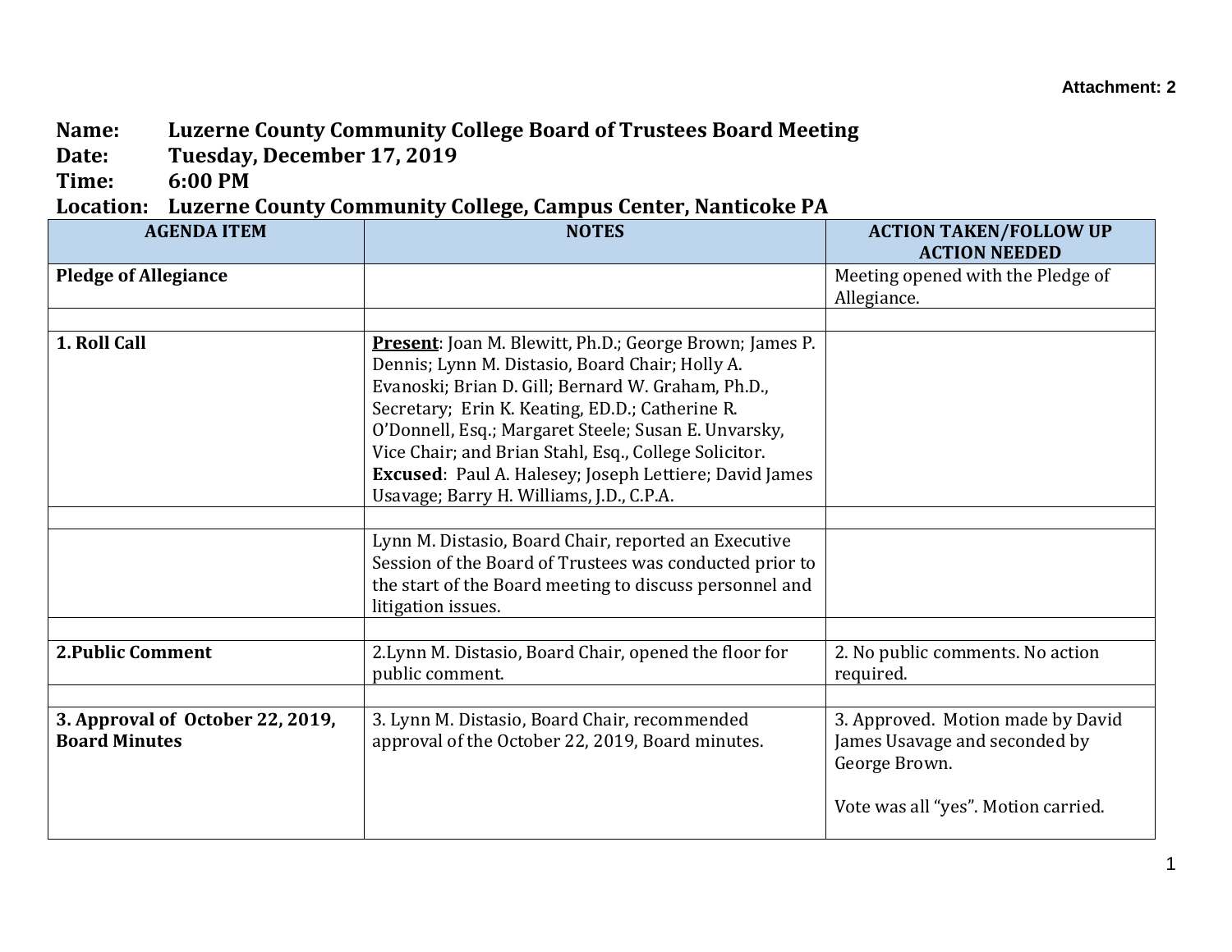Attachment: 2

**Name:** Luzerne County Community College Board of Trustees Board Meeting
**Date:** Tuesday, December 17, 2019
**Time:** 6:00 PM
**Location:** Luzerne County Community College, Campus Center, Nanticoke PA

| AGENDA ITEM | NOTES | ACTION TAKEN/FOLLOW UP ACTION NEEDED |
|---|---|---|
| **Pledge of Allegiance** | | Meeting opened with the Pledge of Allegiance. |
| | | |
| **1. Roll Call** | **Present**: Joan M. Blewitt, Ph.D.; George Brown; James P. Dennis; Lynn M. Distasio, Board Chair; Holly A. Evanoski; Brian D. Gill; Bernard W. Graham, Ph.D., Secretary; Erin K. Keating, ED.D.; Catherine R. O'Donnell, Esq.; Margaret Steele; Susan E. Unvarsky, Vice Chair; and Brian Stahl, Esq., College Solicitor. **Excused**: Paul A. Halesey; Joseph Lettiere; David James Usavage; Barry H. Williams, J.D., C.P.A. | |
| | | |
| | Lynn M. Distasio, Board Chair, reported an Executive Session of the Board of Trustees was conducted prior to the start of the Board meeting to discuss personnel and litigation issues. | |
| | | |
| **2.Public Comment** | 2.Lynn M. Distasio, Board Chair, opened the floor for public comment. | 2. No public comments. No action required. |
| | | |
| **3. Approval of October 22, 2019, Board Minutes** | 3. Lynn M. Distasio, Board Chair, recommended approval of the October 22, 2019, Board minutes. | 3. Approved. Motion made by David James Usavage and seconded by George Brown.<br><br>Vote was all "yes". Motion carried. |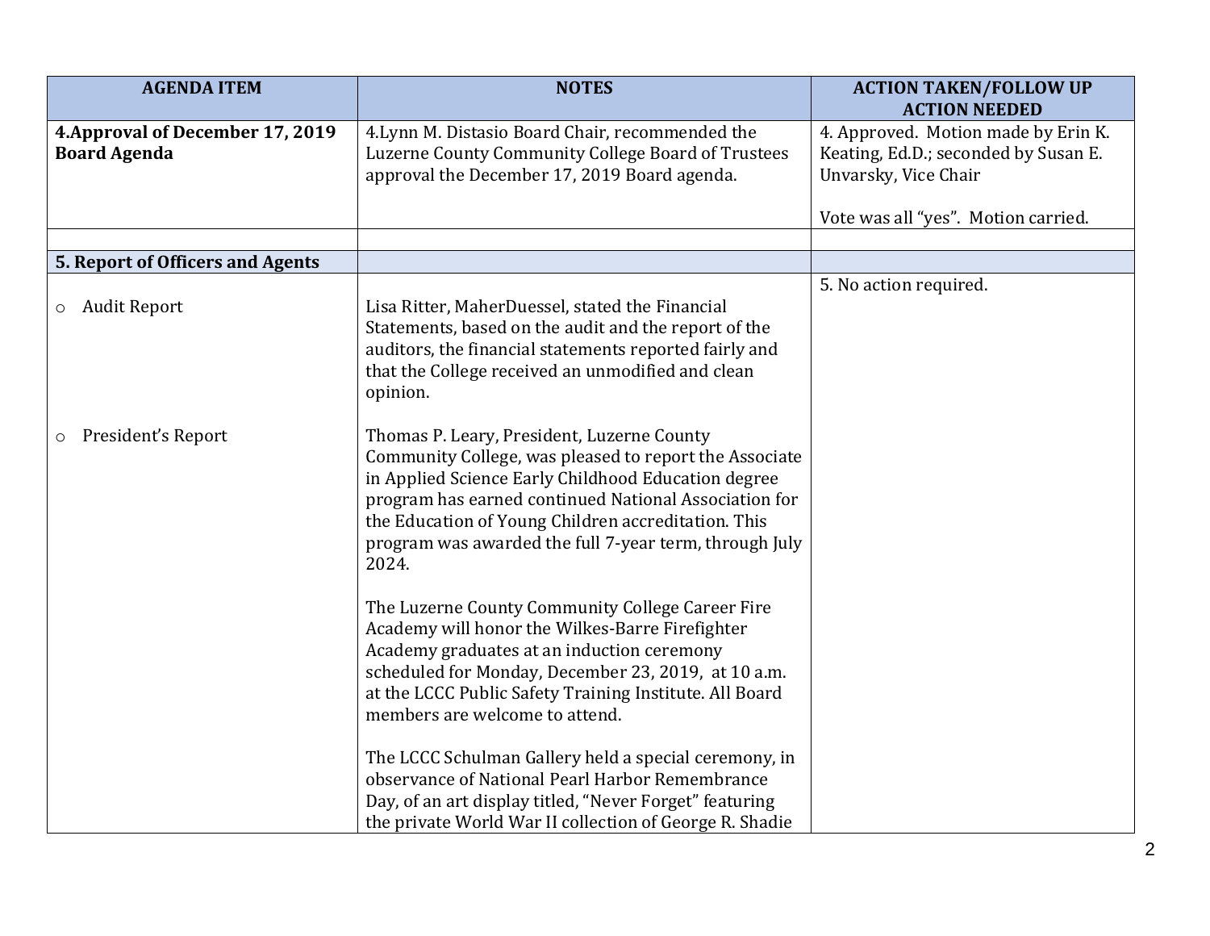| AGENDA ITEM | NOTES | ACTION TAKEN/FOLLOW UP ACTION NEEDED |
|---|---|---|
| **4.Approval of December 17, 2019 Board Agenda** | 4.Lynn M. Distasio Board Chair, recommended the Luzerne County Community College Board of Trustees approval the December 17, 2019 Board agenda. | 4. Approved. Motion made by Erin K. Keating, Ed.D.; seconded by Susan E. Unvarsky, Vice Chair<br><br>Vote was all "yes". Motion carried. |
| | | |
| **5. Report of Officers and Agents** | | |
| ○ Audit Report<br><br>○ President's Report | Lisa Ritter, MaherDuessel, stated the Financial Statements, based on the audit and the report of the auditors, the financial statements reported fairly and that the College received an unmodified and clean opinion.<br><br>Thomas P. Leary, President, Luzerne County Community College, was pleased to report the Associate in Applied Science Early Childhood Education degree program has earned continued National Association for the Education of Young Children accreditation. This program was awarded the full 7-year term, through July 2024.<br><br>The Luzerne County Community College Career Fire Academy will honor the Wilkes-Barre Firefighter Academy graduates at an induction ceremony scheduled for Monday, December 23, 2019, at 10 a.m. at the LCCC Public Safety Training Institute. All Board members are welcome to attend.<br><br>The LCCC Schulman Gallery held a special ceremony, in observance of National Pearl Harbor Remembrance Day, of an art display titled, "Never Forget" featuring the private World War II collection of George R. Shadie | 5. No action required. |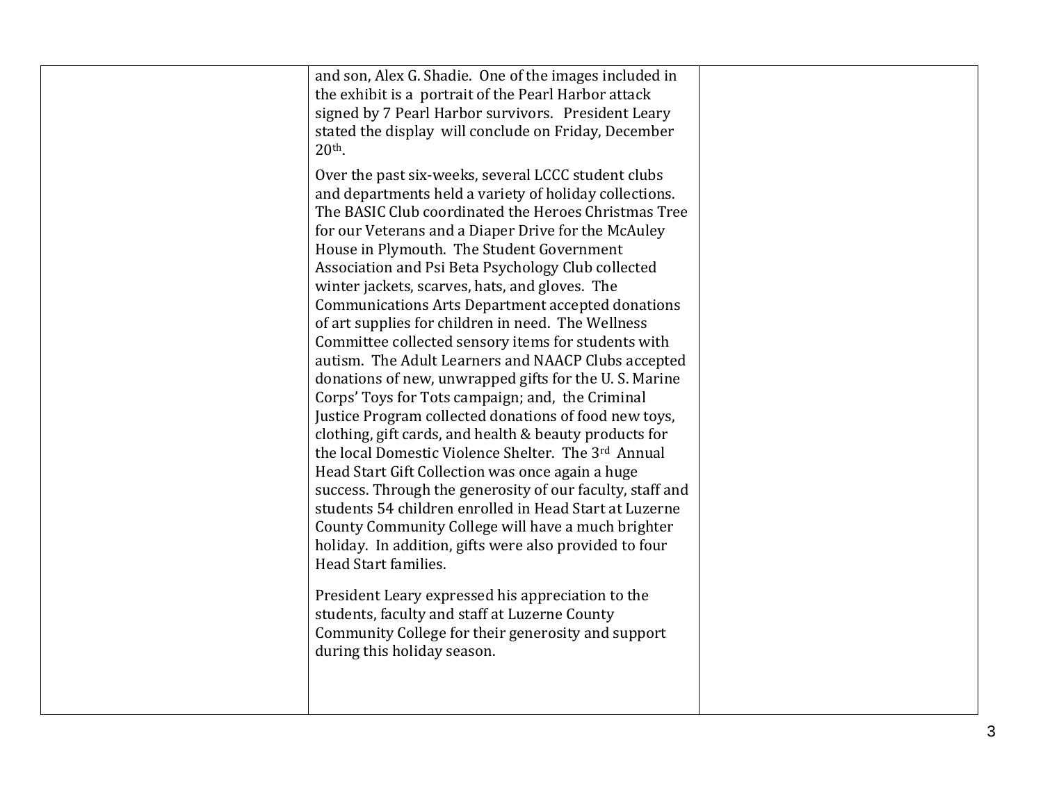| | | |
|---|---|---|
| | and son, Alex G. Shadie. One of the images included in the exhibit is a portrait of the Pearl Harbor attack signed by 7 Pearl Harbor survivors. President Leary stated the display will conclude on Friday, December 20th.<br><br>Over the past six-weeks, several LCCC student clubs and departments held a variety of holiday collections. The BASIC Club coordinated the Heroes Christmas Tree for our Veterans and a Diaper Drive for the McAuley House in Plymouth. The Student Government Association and Psi Beta Psychology Club collected winter jackets, scarves, hats, and gloves. The Communications Arts Department accepted donations of art supplies for children in need. The Wellness Committee collected sensory items for students with autism. The Adult Learners and NAACP Clubs accepted donations of new, unwrapped gifts for the U. S. Marine Corps' Toys for Tots campaign; and, the Criminal Justice Program collected donations of food new toys, clothing, gift cards, and health & beauty products for the local Domestic Violence Shelter. The 3rd Annual Head Start Gift Collection was once again a huge success. Through the generosity of our faculty, staff and students 54 children enrolled in Head Start at Luzerne County Community College will have a much brighter holiday. In addition, gifts were also provided to four Head Start families.<br><br>President Leary expressed his appreciation to the students, faculty and staff at Luzerne County Community College for their generosity and support during this holiday season. | |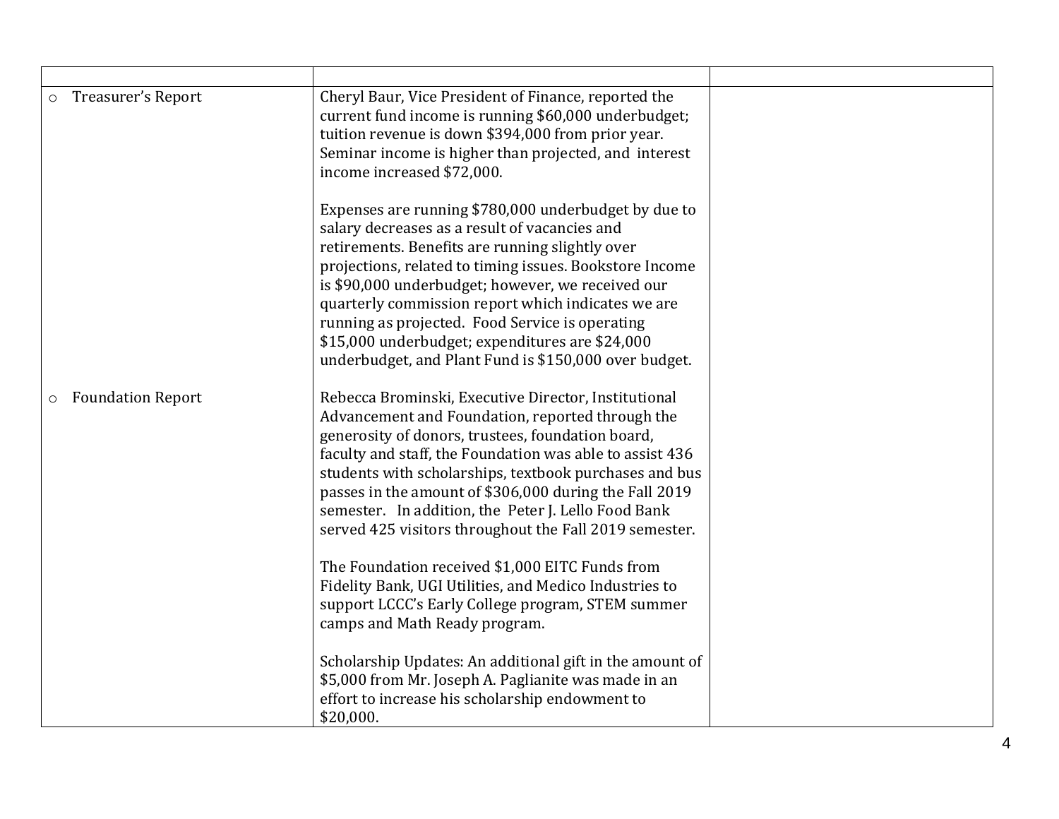| | | |
|---|---|---|
| ○ Treasurer's Report | Cheryl Baur, Vice President of Finance, reported the current fund income is running $60,000 underbudget; tuition revenue is down $394,000 from prior year. Seminar income is higher than projected, and interest income increased $72,000.<br><br>Expenses are running $780,000 underbudget by due to salary decreases as a result of vacancies and retirements. Benefits are running slightly over projections, related to timing issues. Bookstore Income is $90,000 underbudget; however, we received our quarterly commission report which indicates we are running as projected. Food Service is operating $15,000 underbudget; expenditures are $24,000 underbudget, and Plant Fund is $150,000 over budget. | |
| ○ Foundation Report | Rebecca Brominski, Executive Director, Institutional Advancement and Foundation, reported through the generosity of donors, trustees, foundation board, faculty and staff, the Foundation was able to assist 436 students with scholarships, textbook purchases and bus passes in the amount of $306,000 during the Fall 2019 semester. In addition, the Peter J. Lello Food Bank served 425 visitors throughout the Fall 2019 semester.<br><br>The Foundation received $1,000 EITC Funds from Fidelity Bank, UGI Utilities, and Medico Industries to support LCCC's Early College program, STEM summer camps and Math Ready program.<br><br>Scholarship Updates: An additional gift in the amount of $5,000 from Mr. Joseph A. Paglianite was made in an effort to increase his scholarship endowment to $20,000. | |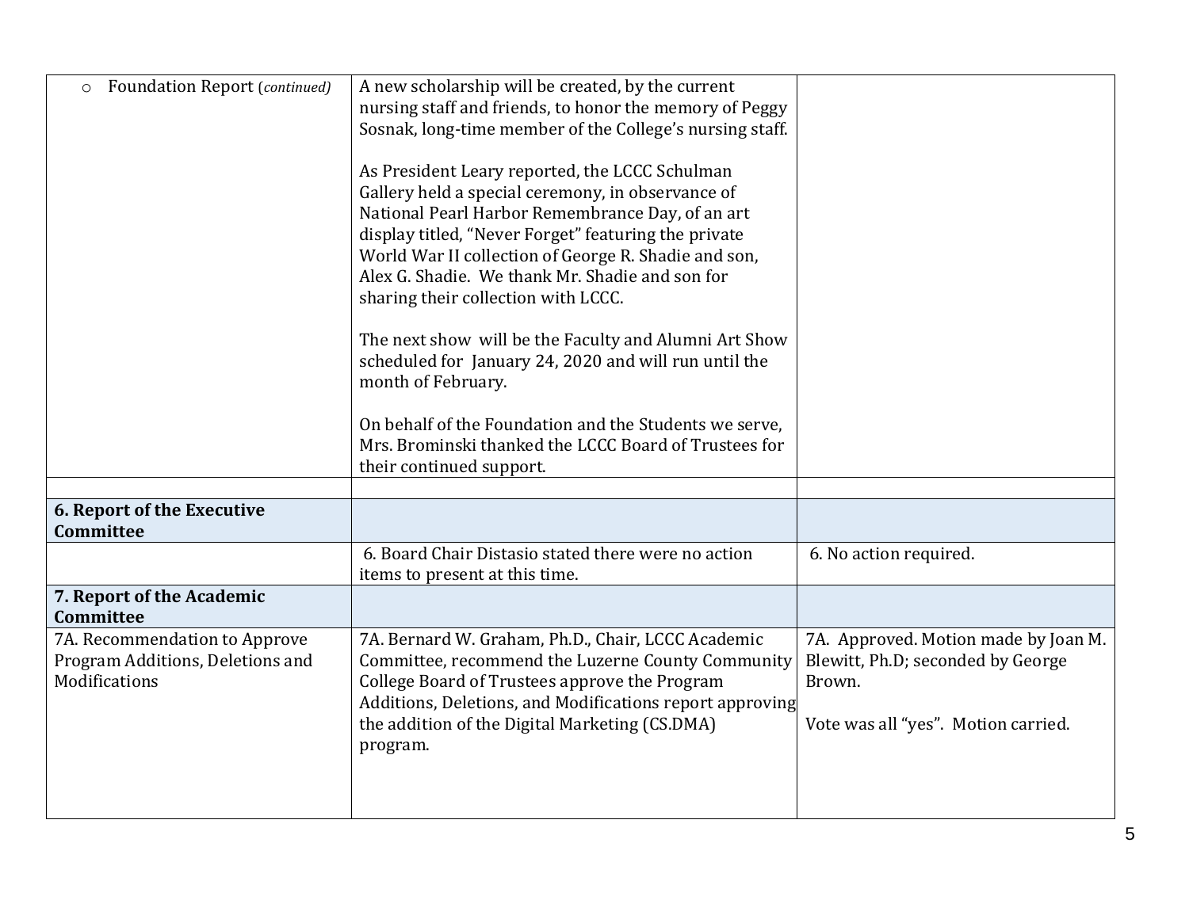| | | |
|---|---|---|
| ○ Foundation Report (*continued*) | A new scholarship will be created, by the current nursing staff and friends, to honor the memory of Peggy Sosnak, long-time member of the College's nursing staff.<br><br>As President Leary reported, the LCCC Schulman Gallery held a special ceremony, in observance of National Pearl Harbor Remembrance Day, of an art display titled, "Never Forget" featuring the private World War II collection of George R. Shadie and son, Alex G. Shadie. We thank Mr. Shadie and son for sharing their collection with LCCC.<br><br>The next show will be the Faculty and Alumni Art Show scheduled for January 24, 2020 and will run until the month of February.<br><br>On behalf of the Foundation and the Students we serve, Mrs. Brominski thanked the LCCC Board of Trustees for their continued support. | |
| | | |
| **6. Report of the Executive Committee** | | |
| | 6. Board Chair Distasio stated there were no action items to present at this time. | 6. No action required. |
| **7. Report of the Academic Committee** | | |
| 7A. Recommendation to Approve Program Additions, Deletions and Modifications | 7A. Bernard W. Graham, Ph.D., Chair, LCCC Academic Committee, recommend the Luzerne County Community College Board of Trustees approve the Program Additions, Deletions, and Modifications report approving the addition of the Digital Marketing (CS.DMA) program. | 7A. Approved. Motion made by Joan M. Blewitt, Ph.D; seconded by George Brown.<br><br>Vote was all "yes". Motion carried. |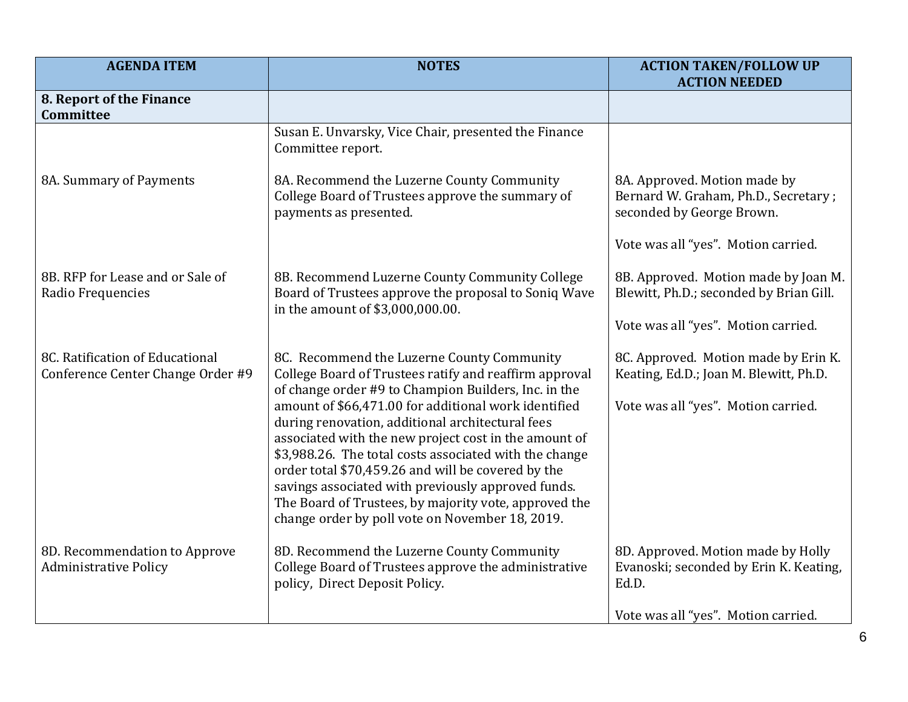| AGENDA ITEM | NOTES | ACTION TAKEN/FOLLOW UP ACTION NEEDED |
|---|---|---|
| **8. Report of the Finance Committee** | | |
| | Susan E. Unvarsky, Vice Chair, presented the Finance Committee report. | |
| 8A. Summary of Payments | 8A. Recommend the Luzerne County Community College Board of Trustees approve the summary of payments as presented. | 8A. Approved. Motion made by Bernard W. Graham, Ph.D., Secretary ; seconded by George Brown.<br><br>Vote was all "yes". Motion carried. |
| 8B. RFP for Lease and or Sale of Radio Frequencies | 8B. Recommend Luzerne County Community College Board of Trustees approve the proposal to Soniq Wave in the amount of $3,000,000.00. | 8B. Approved. Motion made by Joan M. Blewitt, Ph.D.; seconded by Brian Gill.<br><br>Vote was all "yes". Motion carried. |
| 8C. Ratification of Educational Conference Center Change Order #9 | 8C. Recommend the Luzerne County Community College Board of Trustees ratify and reaffirm approval of change order #9 to Champion Builders, Inc. in the amount of $66,471.00 for additional work identified during renovation, additional architectural fees associated with the new project cost in the amount of $3,988.26. The total costs associated with the change order total $70,459.26 and will be covered by the savings associated with previously approved funds. The Board of Trustees, by majority vote, approved the change order by poll vote on November 18, 2019. | 8C. Approved. Motion made by Erin K. Keating, Ed.D.; Joan M. Blewitt, Ph.D.<br><br>Vote was all "yes". Motion carried. |
| 8D. Recommendation to Approve Administrative Policy | 8D. Recommend the Luzerne County Community College Board of Trustees approve the administrative policy, Direct Deposit Policy. | 8D. Approved. Motion made by Holly Evanoski; seconded by Erin K. Keating, Ed.D.<br><br>Vote was all "yes". Motion carried. |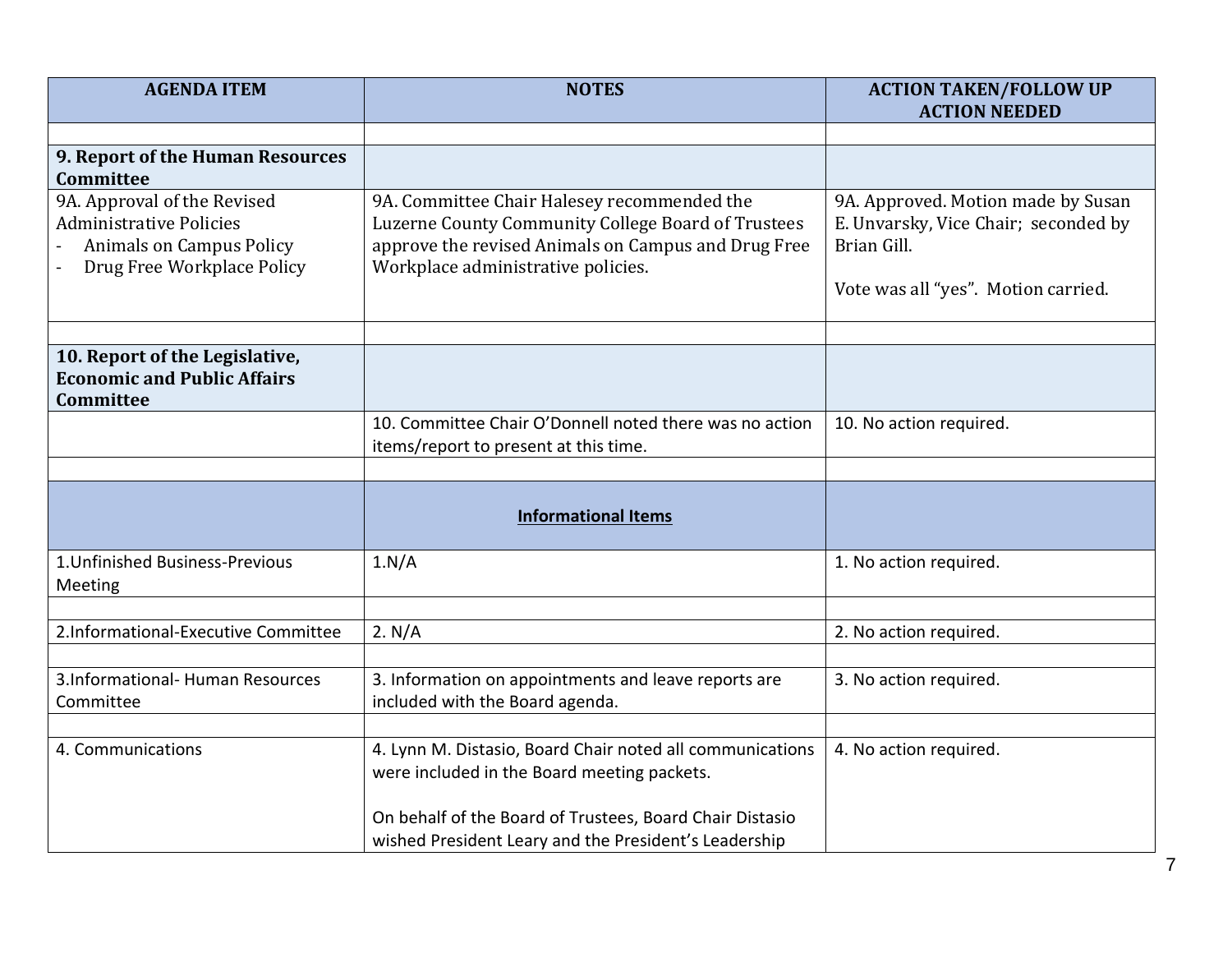| AGENDA ITEM | NOTES | ACTION TAKEN/FOLLOW UP ACTION NEEDED |
|---|---|---|
| | | |
| **9. Report of the Human Resources Committee** | | |
| 9A. Approval of the Revised Administrative Policies<br>- Animals on Campus Policy<br>- Drug Free Workplace Policy | 9A. Committee Chair Halesey recommended the Luzerne County Community College Board of Trustees approve the revised Animals on Campus and Drug Free Workplace administrative policies. | 9A. Approved. Motion made by Susan E. Unvarsky, Vice Chair; seconded by Brian Gill.<br><br>Vote was all "yes". Motion carried. |
| | | |
| **10. Report of the Legislative, Economic and Public Affairs Committee** | | |
| | 10. Committee Chair O'Donnell noted there was no action items/report to present at this time. | 10. No action required. |
| | | |
| | **<u>Informational Items</u>** | |
| 1.Unfinished Business-Previous Meeting | 1.N/A | 1. No action required. |
| | | |
| 2.Informational-Executive Committee | 2. N/A | 2. No action required. |
| | | |
| 3.Informational- Human Resources Committee | 3. Information on appointments and leave reports are included with the Board agenda. | 3. No action required. |
| | | |
| 4. Communications | 4. Lynn M. Distasio, Board Chair noted all communications were included in the Board meeting packets.<br><br>On behalf of the Board of Trustees, Board Chair Distasio wished President Leary and the President's Leadership | 4. No action required. |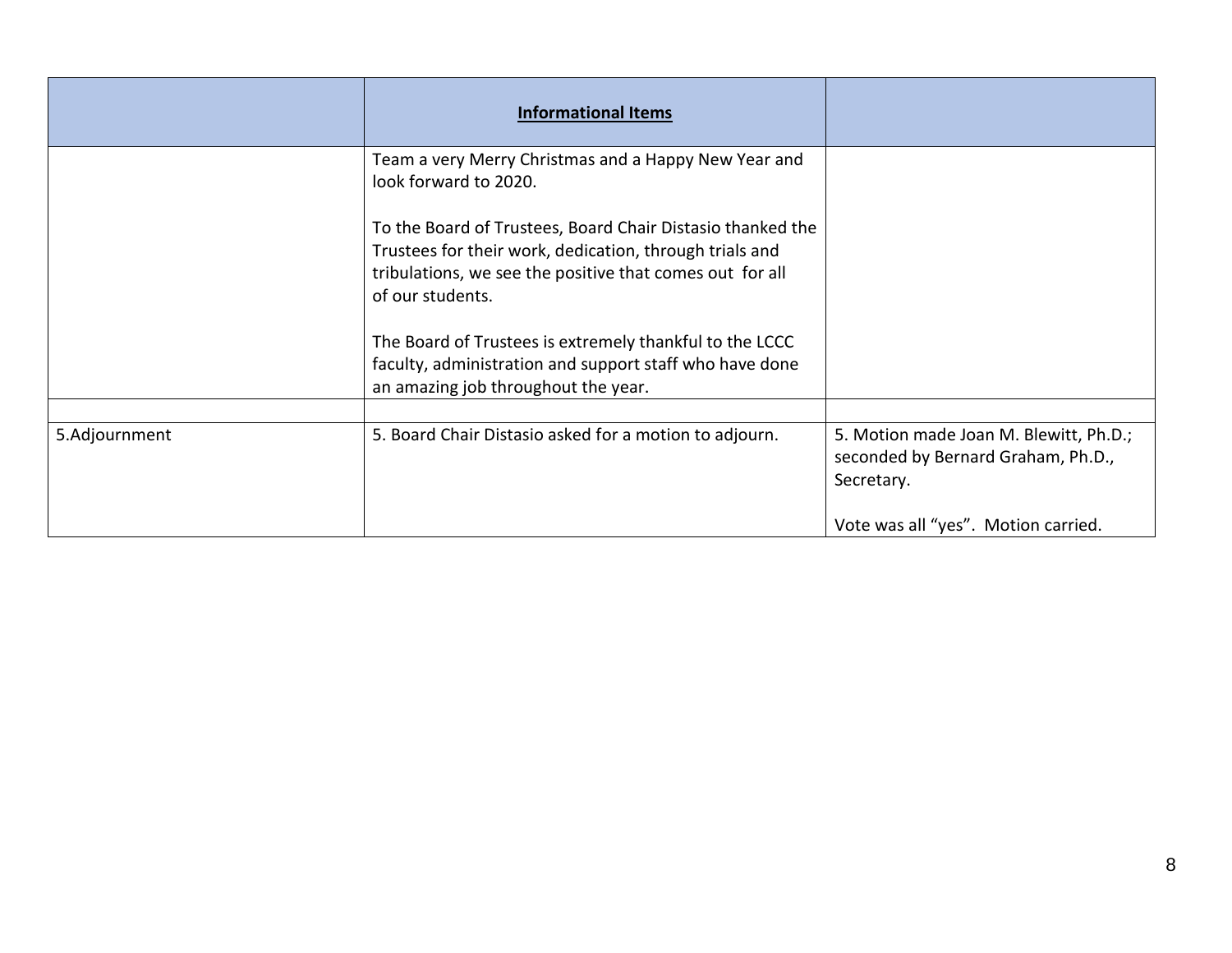| | **Informational Items** | |
|---|---|---|
| | Team a very Merry Christmas and a Happy New Year and look forward to 2020.<br><br>To the Board of Trustees, Board Chair Distasio thanked the Trustees for their work, dedication, through trials and tribulations, we see the positive that comes out for all of our students.<br><br>The Board of Trustees is extremely thankful to the LCCC faculty, administration and support staff who have done an amazing job throughout the year. | |
| | | |
| 5.Adjournment | 5. Board Chair Distasio asked for a motion to adjourn. | 5. Motion made Joan M. Blewitt, Ph.D.; seconded by Bernard Graham, Ph.D., Secretary.<br><br>Vote was all "yes". Motion carried. |